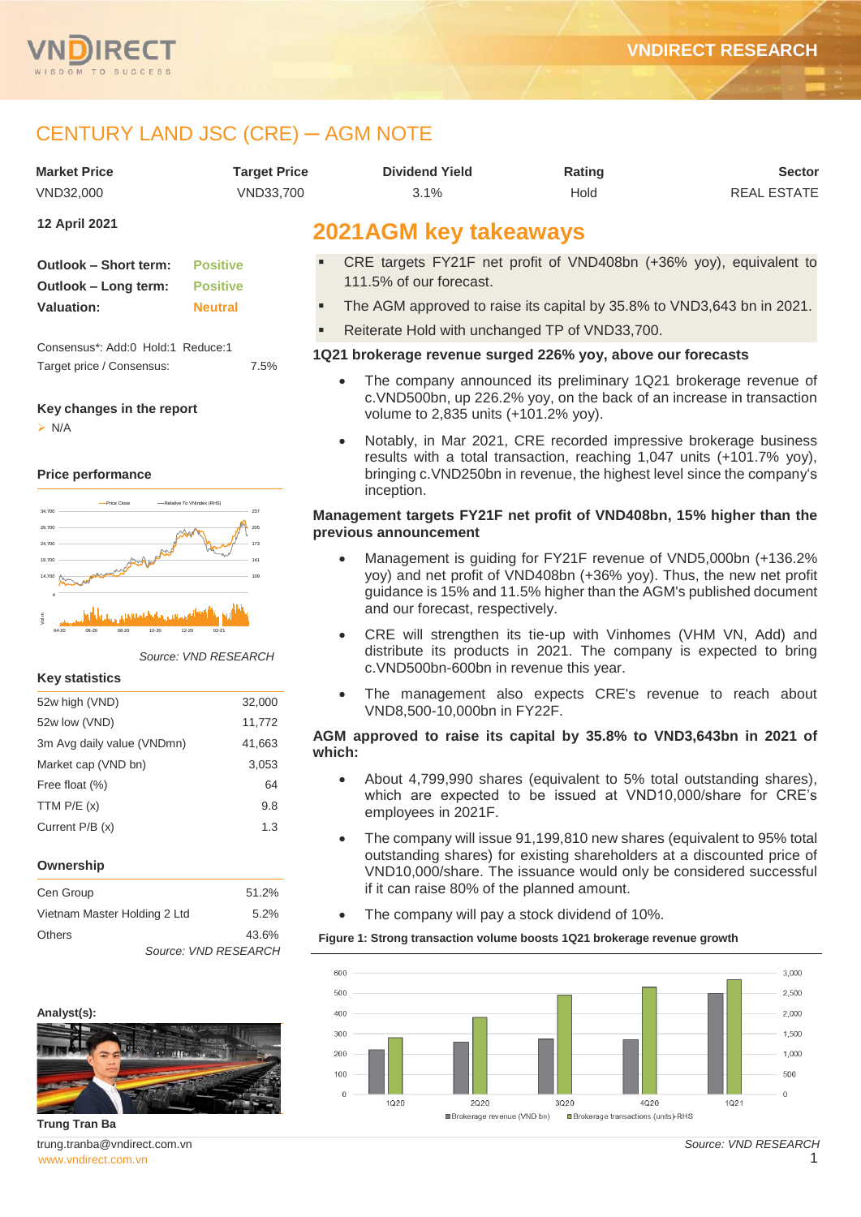# CENTURY LAND JSC (CRE) ─ AGM NOTE

| Market Price | Target Price | Dividend Yield | Rating | Sector |
|---|---|---|---|---|
| VND32,000 | VND33,700 | 3.1% | Hold | REAL ESTATE |

**12 April 2021**

| | |
|---|---|
| **Outlook – Short term:** | Positive |
| **Outlook – Long term:** | Positive |
| **Valuation:** | Neutral |

Consensus*: Add:0 Hold:1 Reduce:1

Target price / Consensus: 7.5%

**Key changes in the report**

- N/A

**Price performance**

Source: VND RESEARCH

**Key statistics**

| | |
|---|---|
| 52w high (VND) | 32,000 |
| 52w low (VND) | 11,772 |
| 3m Avg daily value (VNDmn) | 41,663 |
| Market cap (VND bn) | 3,053 |
| Free float (%) | 64 |
| TTM P/E (x) | 9.8 |
| Current P/B (x) | 1.3 |

**Ownership**

| | |
|---|---|
| Cen Group | 51.2% |
| Vietnam Master Holding 2 Ltd | 5.2% |
| Others | 43.6% |

*Source: VND RESEARCH*

**Analyst(s):**

**Trung Tran Ba**

trung.tranba@vndirect.com.vn

## 2021AGM key takeaways

- CRE targets FY21F net profit of VND408bn (+36% yoy), equivalent to 111.5% of our forecast.
- The AGM approved to raise its capital by 35.8% to VND3,643 bn in 2021.
- Reiterate Hold with unchanged TP of VND33,700.

### 1Q21 brokerage revenue surged 226% yoy, above our forecasts

- The company announced its preliminary 1Q21 brokerage revenue of c.VND500bn, up 226.2% yoy, on the back of an increase in transaction volume to 2,835 units (+101.2% yoy).
- Notably, in Mar 2021, CRE recorded impressive brokerage business results with a total transaction, reaching 1,047 units (+101.7% yoy), bringing c.VND250bn in revenue, the highest level since the company's inception.

### Management targets FY21F net profit of VND408bn, 15% higher than the previous announcement

- Management is guiding for FY21F revenue of VND5,000bn (+136.2% yoy) and net profit of VND408bn (+36% yoy). Thus, the new net profit guidance is 15% and 11.5% higher than the AGM's published document and our forecast, respectively.
- CRE will strengthen its tie-up with Vinhomes (VHM VN, Add) and distribute its products in 2021. The company is expected to bring c.VND500bn-600bn in revenue this year.
- The management also expects CRE's revenue to reach about VND8,500-10,000bn in FY22F.

### AGM approved to raise its capital by 35.8% to VND3,643bn in 2021 of which:

- About 4,799,990 shares (equivalent to 5% total outstanding shares), which are expected to be issued at VND10,000/share for CRE's employees in 2021F.
- The company will issue 91,199,810 new shares (equivalent to 95% total outstanding shares) for existing shareholders at a discounted price of VND10,000/share. The issuance would only be considered successful if it can raise 80% of the planned amount.
- The company will pay a stock dividend of 10%.

**Figure 1: Strong transaction volume boosts 1Q21 brokerage revenue growth**

Source: VND RESEARCH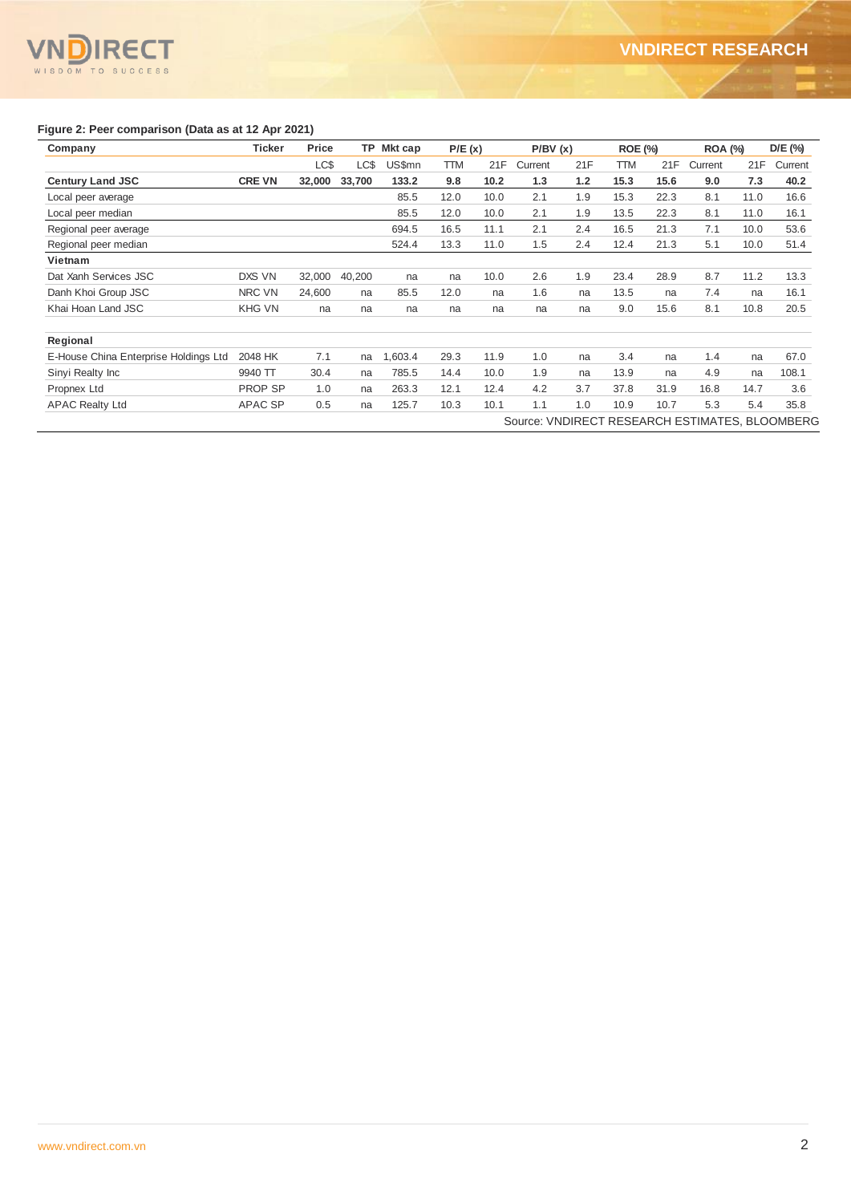**Figure 2: Peer comparison (Data as at 12 Apr 2021)**

| Company | Ticker | Price | TP | Mkt cap | P/E (x) | | P/BV (x) | | ROE (%) | | ROA (%) | | D/E (%) |
|---|---|---|---|---|---|---|---|---|---|---|---|---|---|
| | | LC$ | LC$ | US$mn | TTM | 21F | Current | 21F | TTM | 21F | Current | 21F | Current |
| **Century Land JSC** | **CRE VN** | **32,000** | **33,700** | **133.2** | **9.8** | **10.2** | **1.3** | **1.2** | **15.3** | **15.6** | **9.0** | **7.3** | **40.2** |
| Local peer average | | | | 85.5 | 12.0 | 10.0 | 2.1 | 1.9 | 15.3 | 22.3 | 8.1 | 11.0 | 16.6 |
| Local peer median | | | | 85.5 | 12.0 | 10.0 | 2.1 | 1.9 | 13.5 | 22.3 | 8.1 | 11.0 | 16.1 |
| Regional peer average | | | | 694.5 | 16.5 | 11.1 | 2.1 | 2.4 | 16.5 | 21.3 | 7.1 | 10.0 | 53.6 |
| Regional peer median | | | | 524.4 | 13.3 | 11.0 | 1.5 | 2.4 | 12.4 | 21.3 | 5.1 | 10.0 | 51.4 |
| **Vietnam** | | | | | | | | | | | | | |
| Dat Xanh Services JSC | DXS VN | 32,000 | 40,200 | na | na | 10.0 | 2.6 | 1.9 | 23.4 | 28.9 | 8.7 | 11.2 | 13.3 |
| Danh Khoi Group JSC | NRC VN | 24,600 | na | 85.5 | 12.0 | na | 1.6 | na | 13.5 | na | 7.4 | na | 16.1 |
| Khai Hoan Land JSC | KHG VN | na | na | na | na | na | na | na | 9.0 | 15.6 | 8.1 | 10.8 | 20.5 |
| **Regional** | | | | | | | | | | | | | |
| E-House China Enterprise Holdings Ltd | 2048 HK | 7.1 | na | 1,603.4 | 29.3 | 11.9 | 1.0 | na | 3.4 | na | 1.4 | na | 67.0 |
| Sinyi Realty Inc | 9940 TT | 30.4 | na | 785.5 | 14.4 | 10.0 | 1.9 | na | 13.9 | na | 4.9 | na | 108.1 |
| Propnex Ltd | PROP SP | 1.0 | na | 263.3 | 12.1 | 12.4 | 4.2 | 3.7 | 37.8 | 31.9 | 16.8 | 14.7 | 3.6 |
| APAC Realty Ltd | APAC SP | 0.5 | na | 125.7 | 10.3 | 10.1 | 1.1 | 1.0 | 10.9 | 10.7 | 5.3 | 5.4 | 35.8 |

Source: VNDIRECT RESEARCH ESTIMATES, BLOOMBERG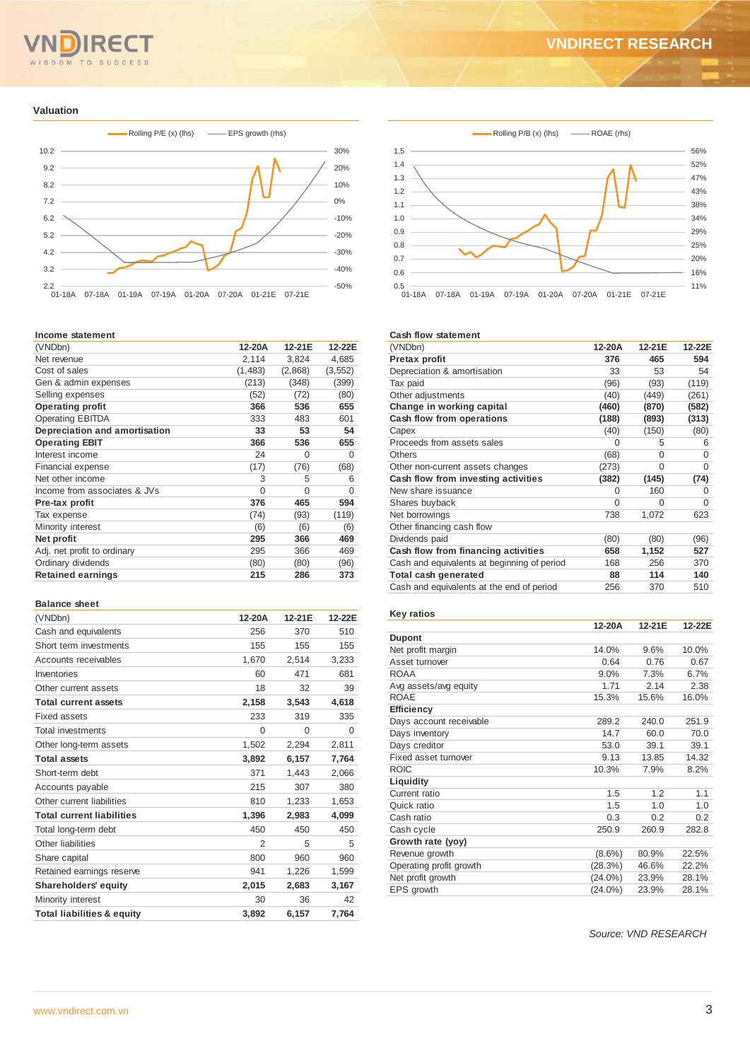## Valuation

Rolling P/E (x) (lhs) — EPS growth (rhs)

Rolling P/B (x) (lhs) — ROAE (rhs)

### Income statement

| (VNDbn) | 12-20A | 12-21E | 12-22E |
|---|---|---|---|
| Net revenue | 2,114 | 3,824 | 4,685 |
| Cost of sales | (1,483) | (2,868) | (3,552) |
| Gen & admin expenses | (213) | (348) | (399) |
| Selling expenses | (52) | (72) | (80) |
| **Operating profit** | **366** | **536** | **655** |
| Operating EBITDA | 333 | 483 | 601 |
| **Depreciation and amortisation** | **33** | **53** | **54** |
| **Operating EBIT** | **366** | **536** | **655** |
| Interest income | 24 | 0 | 0 |
| Financial expense | (17) | (76) | (68) |
| Net other income | 3 | 5 | 6 |
| Income from associates & JVs | 0 | 0 | 0 |
| **Pre-tax profit** | **376** | **465** | **594** |
| Tax expense | (74) | (93) | (119) |
| Minority interest | (6) | (6) | (6) |
| **Net profit** | **295** | **366** | **469** |
| Adj. net profit to ordinary | 295 | 366 | 469 |
| Ordinary dividends | (80) | (80) | (96) |
| **Retained earnings** | **215** | **286** | **373** |

### Balance sheet

| (VNDbn) | 12-20A | 12-21E | 12-22E |
|---|---|---|---|
| Cash and equivalents | 256 | 370 | 510 |
| Short term investments | 155 | 155 | 155 |
| Accounts receivables | 1,670 | 2,514 | 3,233 |
| Inventories | 60 | 471 | 681 |
| Other current assets | 18 | 32 | 39 |
| **Total current assets** | **2,158** | **3,543** | **4,618** |
| Fixed assets | 233 | 319 | 335 |
| Total investments | 0 | 0 | 0 |
| Other long-term assets | 1,502 | 2,294 | 2,811 |
| **Total assets** | **3,892** | **6,157** | **7,764** |
| Short-term debt | 371 | 1,443 | 2,066 |
| Accounts payable | 215 | 307 | 380 |
| Other current liabilities | 810 | 1,233 | 1,653 |
| **Total current liabilities** | **1,396** | **2,983** | **4,099** |
| Total long-term debt | 450 | 450 | 450 |
| Other liabilities | 2 | 5 | 5 |
| Share capital | 800 | 960 | 960 |
| Retained earnings reserve | 941 | 1,226 | 1,599 |
| **Shareholders' equity** | **2,015** | **2,683** | **3,167** |
| Minority interest | 30 | 36 | 42 |
| **Total liabilities & equity** | **3,892** | **6,157** | **7,764** |

### Cash flow statement

| (VNDbn) | 12-20A | 12-21E | 12-22E |
|---|---|---|---|
| **Pretax profit** | **376** | **465** | **594** |
| Depreciation & amortisation | 33 | 53 | 54 |
| Tax paid | (96) | (93) | (119) |
| Other adjustments | (40) | (449) | (261) |
| **Change in working capital** | **(460)** | **(870)** | **(582)** |
| **Cash flow from operations** | **(188)** | **(893)** | **(313)** |
| Capex | (40) | (150) | (80) |
| Proceeds from assets sales | 0 | 5 | 6 |
| Others | (68) | 0 | 0 |
| Other non-current assets changes | (273) | 0 | 0 |
| **Cash flow from investing activities** | **(382)** | **(145)** | **(74)** |
| New share issuance | 0 | 160 | 0 |
| Shares buyback | 0 | 0 | 0 |
| Net borrowings | 738 | 1,072 | 623 |
| Other financing cash flow | | | |
| Dividends paid | (80) | (80) | (96) |
| **Cash flow from financing activities** | **658** | **1,152** | **527** |
| Cash and equivalents at beginning of period | 168 | 256 | 370 |
| **Total cash generated** | **88** | **114** | **140** |
| Cash and equivalents at the end of period | 256 | 370 | 510 |

### Key ratios

| | 12-20A | 12-21E | 12-22E |
|---|---|---|---|
| **Dupont** | | | |
| Net profit margin | 14.0% | 9.6% | 10.0% |
| Asset turnover | 0.64 | 0.76 | 0.67 |
| ROAA | 9.0% | 7.3% | 6.7% |
| Avg assets/avg equity | 1.71 | 2.14 | 2.38 |
| ROAE | 15.3% | 15.6% | 16.0% |
| **Efficiency** | | | |
| Days account receivable | 289.2 | 240.0 | 251.9 |
| Days inventory | 14.7 | 60.0 | 70.0 |
| Days creditor | 53.0 | 39.1 | 39.1 |
| Fixed asset turnover | 9.13 | 13.85 | 14.32 |
| ROIC | 10.3% | 7.9% | 8.2% |
| **Liquidity** | | | |
| Current ratio | 1.5 | 1.2 | 1.1 |
| Quick ratio | 1.5 | 1.0 | 1.0 |
| Cash ratio | 0.3 | 0.2 | 0.2 |
| Cash cycle | 250.9 | 260.9 | 282.8 |
| **Growth rate (yoy)** | | | |
| Revenue growth | (8.6%) | 80.9% | 22.5% |
| Operating profit growth | (28.3%) | 46.6% | 22.2% |
| Net profit growth | (24.0%) | 23.9% | 28.1% |
| EPS growth | (24.0%) | 23.9% | 28.1% |

*Source: VND RESEARCH*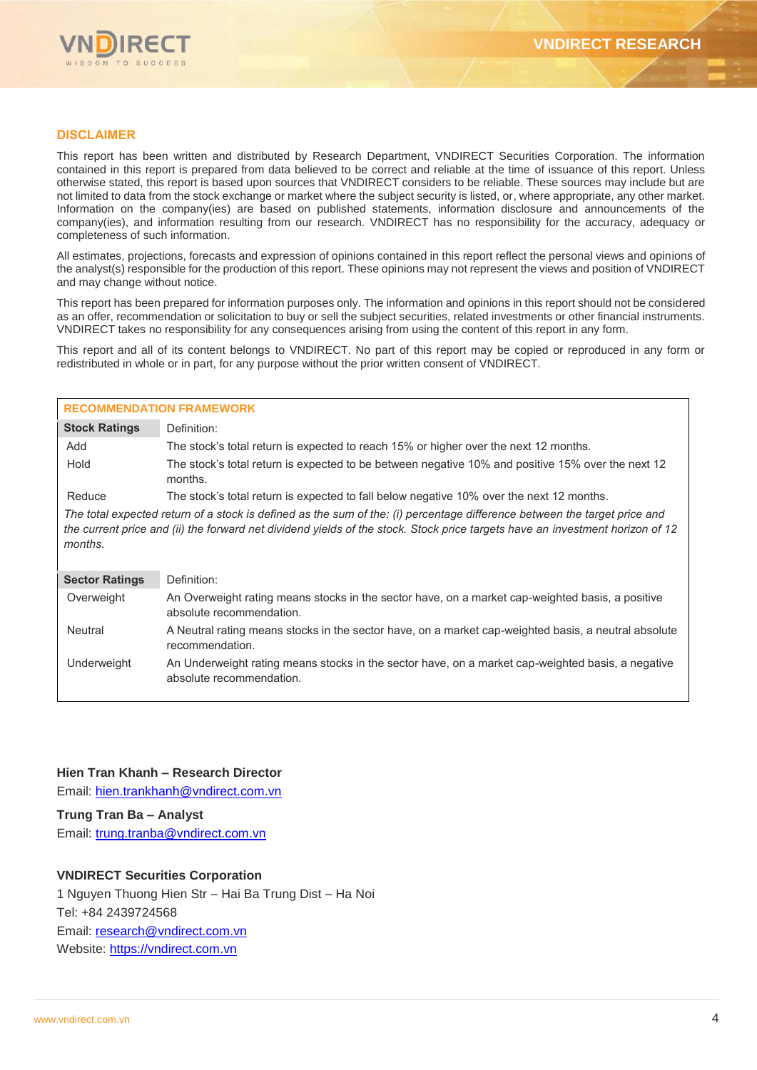## DISCLAIMER

This report has been written and distributed by Research Department, VNDIRECT Securities Corporation. The information contained in this report is prepared from data believed to be correct and reliable at the time of issuance of this report. Unless otherwise stated, this report is based upon sources that VNDIRECT considers to be reliable. These sources may include but are not limited to data from the stock exchange or market where the subject security is listed, or, where appropriate, any other market. Information on the company(ies) are based on published statements, information disclosure and announcements of the company(ies), and information resulting from our research. VNDIRECT has no responsibility for the accuracy, adequacy or completeness of such information.

All estimates, projections, forecasts and expression of opinions contained in this report reflect the personal views and opinions of the analyst(s) responsible for the production of this report. These opinions may not represent the views and position of VNDIRECT and may change without notice.

This report has been prepared for information purposes only. The information and opinions in this report should not be considered as an offer, recommendation or solicitation to buy or sell the subject securities, related investments or other financial instruments. VNDIRECT takes no responsibility for any consequences arising from using the content of this report in any form.

This report and all of its content belongs to VNDIRECT. No part of this report may be copied or reproduced in any form or redistributed in whole or in part, for any purpose without the prior written consent of VNDIRECT.

### RECOMMENDATION FRAMEWORK

| Stock Ratings | Definition: |
| --- | --- |
| Add | The stock's total return is expected to reach 15% or higher over the next 12 months. |
| Hold | The stock's total return is expected to be between negative 10% and positive 15% over the next 12 months. |
| Reduce | The stock's total return is expected to fall below negative 10% over the next 12 months. |

*The total expected return of a stock is defined as the sum of the: (i) percentage difference between the target price and the current price and (ii) the forward net dividend yields of the stock. Stock price targets have an investment horizon of 12 months.*

| Sector Ratings | Definition: |
| --- | --- |
| Overweight | An Overweight rating means stocks in the sector have, on a market cap-weighted basis, a positive absolute recommendation. |
| Neutral | A Neutral rating means stocks in the sector have, on a market cap-weighted basis, a neutral absolute recommendation. |
| Underweight | An Underweight rating means stocks in the sector have, on a market cap-weighted basis, a negative absolute recommendation. |

**Hien Tran Khanh – Research Director**
Email: hien.trankhanh@vndirect.com.vn

**Trung Tran Ba – Analyst**
Email: trung.tranba@vndirect.com.vn

**VNDIRECT Securities Corporation**
1 Nguyen Thuong Hien Str – Hai Ba Trung Dist – Ha Noi
Tel: +84 2439724568
Email: research@vndirect.com.vn
Website: https://vndirect.com.vn